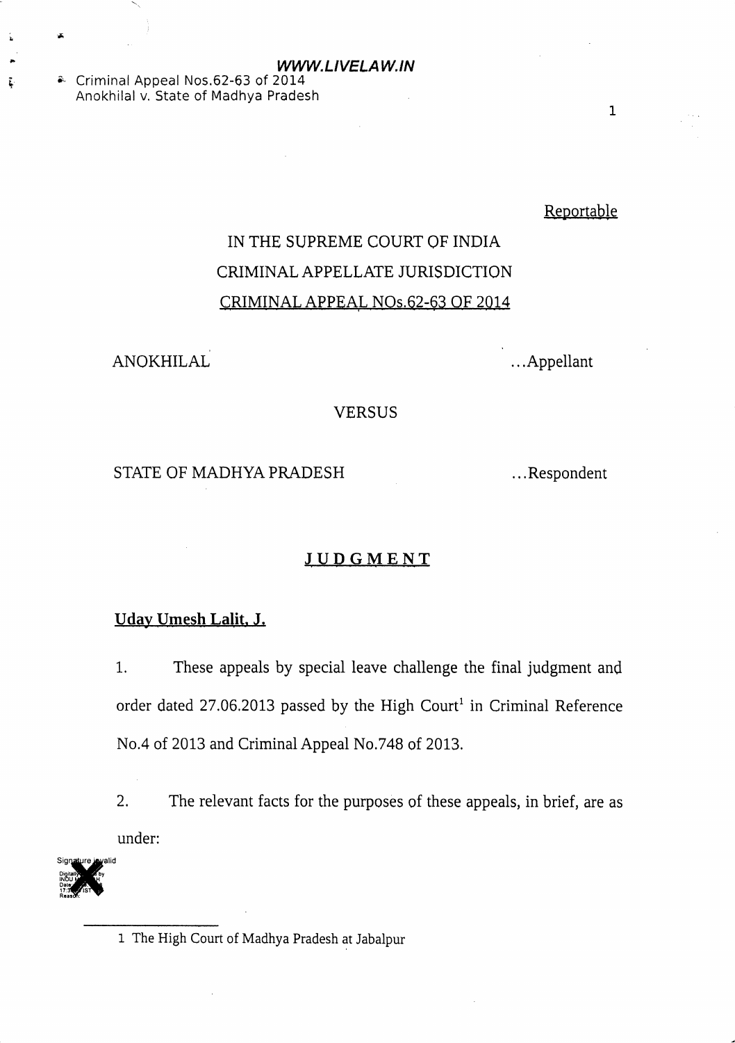Reportable

# IN THE SUPREME COURT OF INDIA
## CRIMINAL APPELLATE JURISDICTION
## CRIMINAL APPEAL NOs.62-63 OF 2014

ANOKHILAL ...Appellant

VERSUS

STATE OF MADHYA PRADESH ...Respondent

## JUDGMENT

**Uday Umesh Lalit, J.**

1. These appeals by special leave challenge the final judgment and order dated 27.06.2013 passed by the High Court[1] in Criminal Reference No.4 of 2013 and Criminal Appeal No.748 of 2013.

2. The relevant facts for the purposes of these appeals, in brief, are as under:

---

1 The High Court of Madhya Pradesh at Jabalpur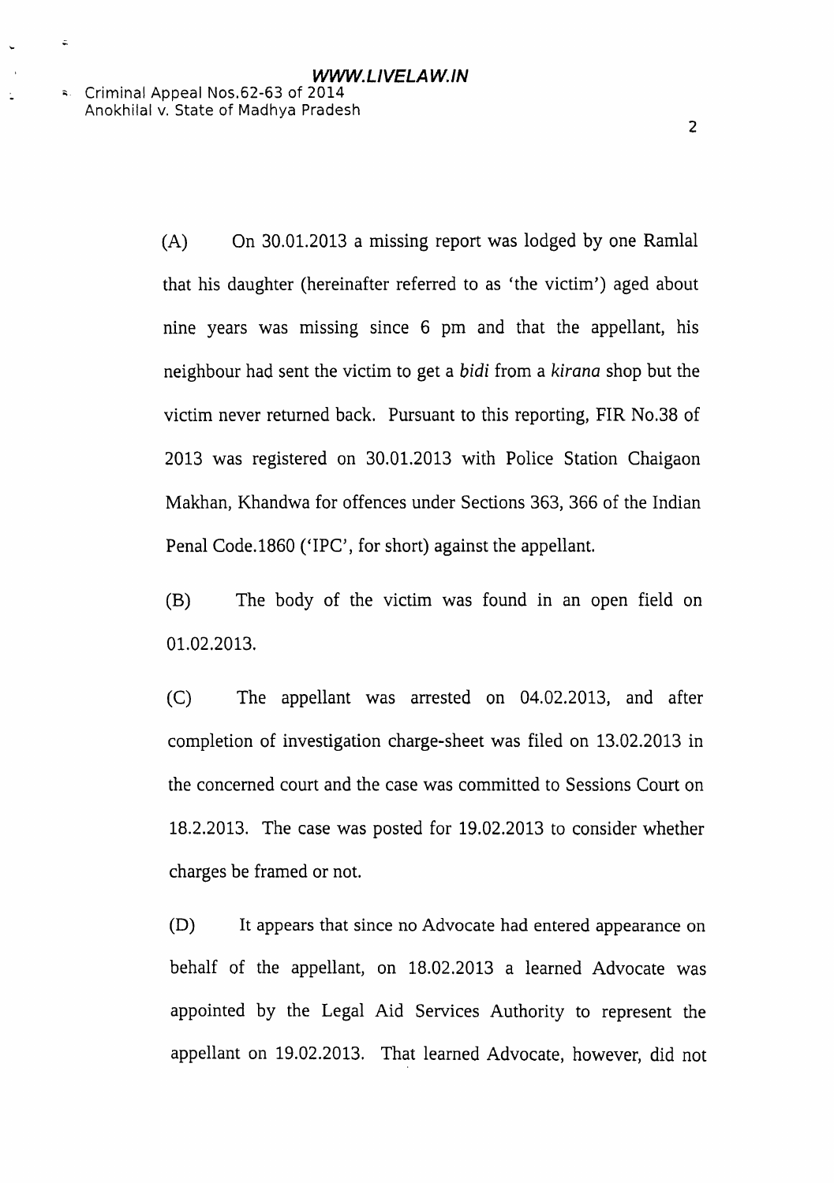(A) On 30.01.2013 a missing report was lodged by one Ramlal that his daughter (hereinafter referred to as 'the victim') aged about nine years was missing since 6 pm and that the appellant, his neighbour had sent the victim to get a *bidi* from a *kirana* shop but the victim never returned back. Pursuant to this reporting, FIR No.38 of 2013 was registered on 30.01.2013 with Police Station Chaigaon Makhan, Khandwa for offences under Sections 363, 366 of the Indian Penal Code.1860 ('IPC', for short) against the appellant.

(B) The body of the victim was found in an open field on 01.02.2013.

(C) The appellant was arrested on 04.02.2013, and after completion of investigation charge-sheet was filed on 13.02.2013 in the concerned court and the case was committed to Sessions Court on 18.2.2013. The case was posted for 19.02.2013 to consider whether charges be framed or not.

(D) It appears that since no Advocate had entered appearance on behalf of the appellant, on 18.02.2013 a learned Advocate was appointed by the Legal Aid Services Authority to represent the appellant on 19.02.2013. That learned Advocate, however, did not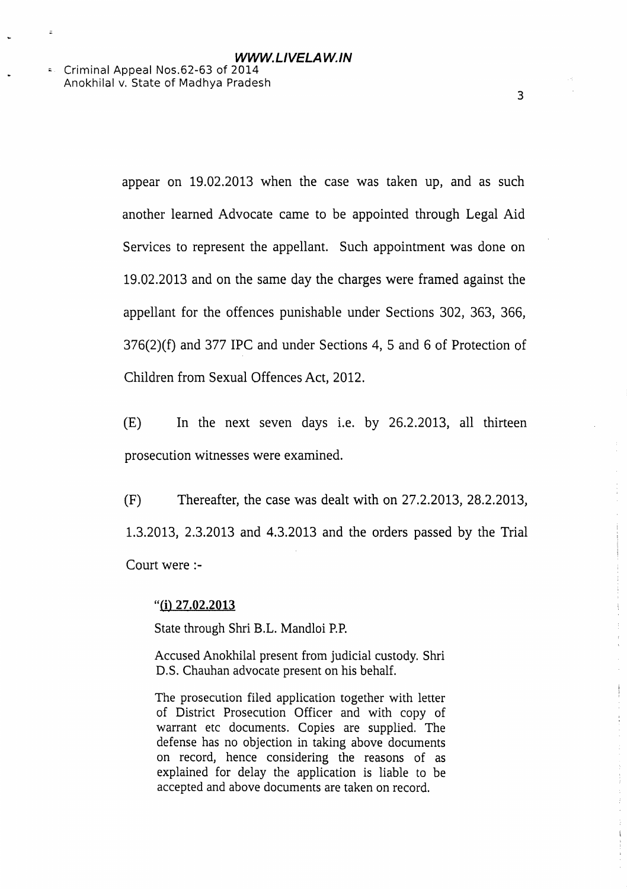appear on 19.02.2013 when the case was taken up, and as such another learned Advocate came to be appointed through Legal Aid Services to represent the appellant. Such appointment was done on 19.02.2013 and on the same day the charges were framed against the appellant for the offences punishable under Sections 302, 363, 366, 376(2)(f) and 377 IPC and under Sections 4, 5 and 6 of Protection of Children from Sexual Offences Act, 2012.

(E) In the next seven days i.e. by 26.2.2013, all thirteen prosecution witnesses were examined.

(F) Thereafter, the case was dealt with on 27.2.2013, 28.2.2013, 1.3.2013, 2.3.2013 and 4.3.2013 and the orders passed by the Trial Court were :-

> "**(i) 27.02.2013**
>
> State through Shri B.L. Mandloi P.P.
>
> Accused Anokhilal present from judicial custody. Shri D.S. Chauhan advocate present on his behalf.
>
> The prosecution filed application together with letter of District Prosecution Officer and with copy of warrant etc documents. Copies are supplied. The defense has no objection in taking above documents on record, hence considering the reasons of as explained for delay the application is liable to be accepted and above documents are taken on record.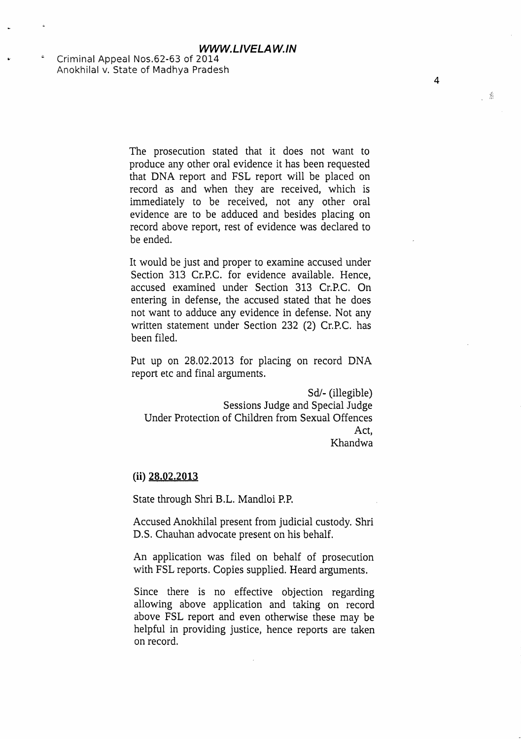The prosecution stated that it does not want to produce any other oral evidence it has been requested that DNA report and FSL report will be placed on record as and when they are received, which is immediately to be received, not any other oral evidence are to be adduced and besides placing on record above report, rest of evidence was declared to be ended.

It would be just and proper to examine accused under Section 313 Cr.P.C. for evidence available. Hence, accused examined under Section 313 Cr.P.C. On entering in defense, the accused stated that he does not want to adduce any evidence in defense. Not any written statement under Section 232 (2) Cr.P.C. has been filed.

Put up on 28.02.2013 for placing on record DNA report etc and final arguments.

Sd/- (illegible)
Sessions Judge and Special Judge
Under Protection of Children from Sexual Offences Act,
Khandwa

**(ii) <u>28.02.2013</u>**

State through Shri B.L. Mandloi P.P.

Accused Anokhilal present from judicial custody. Shri D.S. Chauhan advocate present on his behalf.

An application was filed on behalf of prosecution with FSL reports. Copies supplied. Heard arguments.

Since there is no effective objection regarding allowing above application and taking on record above FSL report and even otherwise these may be helpful in providing justice, hence reports are taken on record.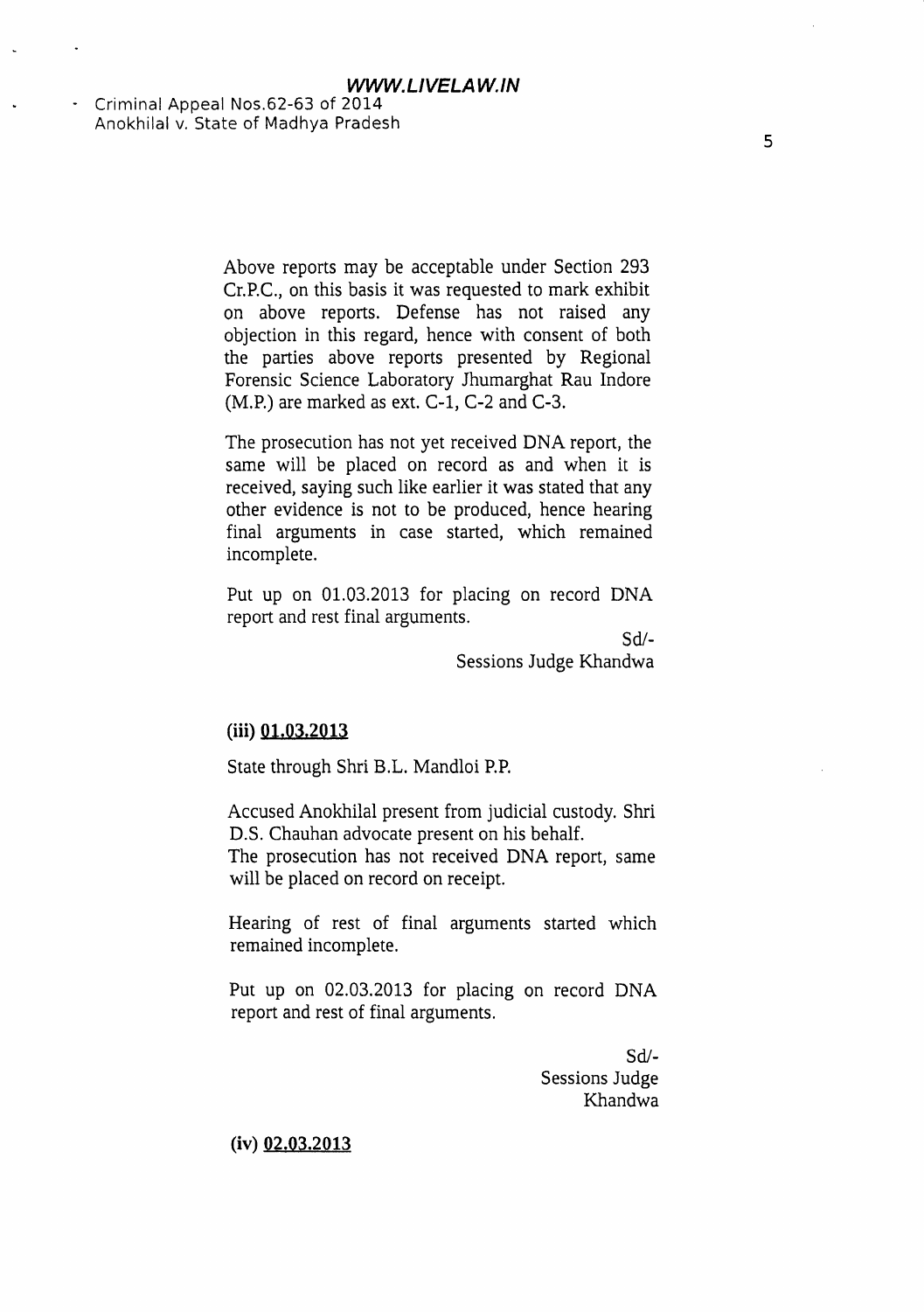Above reports may be acceptable under Section 293 Cr.P.C., on this basis it was requested to mark exhibit on above reports. Defense has not raised any objection in this regard, hence with consent of both the parties above reports presented by Regional Forensic Science Laboratory Jhumarghat Rau Indore (M.P.) are marked as ext. C-1, C-2 and C-3.

The prosecution has not yet received DNA report, the same will be placed on record as and when it is received, saying such like earlier it was stated that any other evidence is not to be produced, hence hearing final arguments in case started, which remained incomplete.

Put up on 01.03.2013 for placing on record DNA report and rest final arguments.

Sd/-
Sessions Judge Khandwa

**(iii) <u>01.03.2013</u>**

State through Shri B.L. Mandloi P.P.

Accused Anokhilal present from judicial custody. Shri D.S. Chauhan advocate present on his behalf.
The prosecution has not received DNA report, same will be placed on record on receipt.

Hearing of rest of final arguments started which remained incomplete.

Put up on 02.03.2013 for placing on record DNA report and rest of final arguments.

Sd/-
Sessions Judge
Khandwa

**(iv) <u>02.03.2013</u>**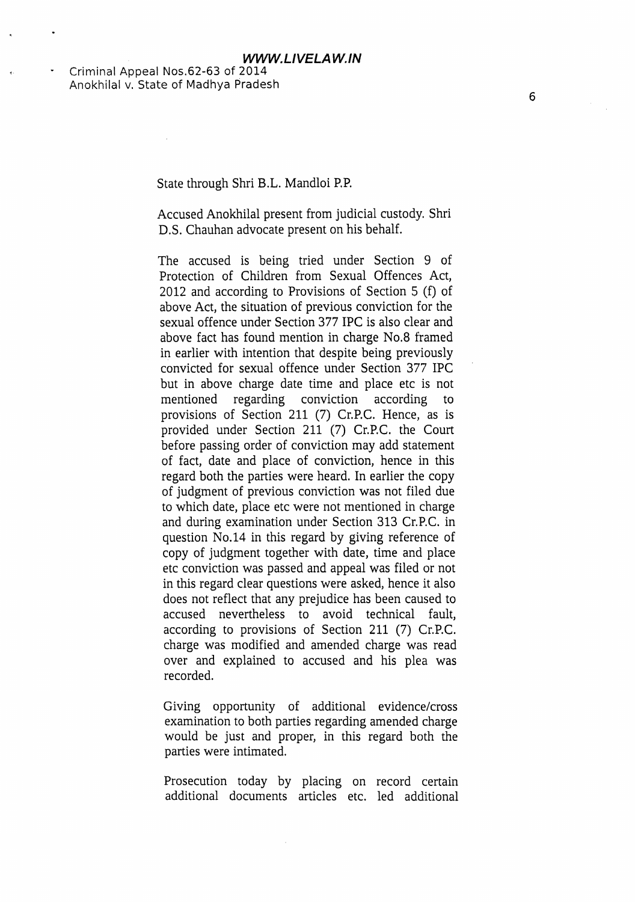State through Shri B.L. Mandloi P.P.

Accused Anokhilal present from judicial custody. Shri D.S. Chauhan advocate present on his behalf.

The accused is being tried under Section 9 of Protection of Children from Sexual Offences Act, 2012 and according to Provisions of Section 5 (f) of above Act, the situation of previous conviction for the sexual offence under Section 377 IPC is also clear and above fact has found mention in charge No.8 framed in earlier with intention that despite being previously convicted for sexual offence under Section 377 IPC but in above charge date time and place etc is not mentioned regarding conviction according to provisions of Section 211 (7) Cr.P.C. Hence, as is provided under Section 211 (7) Cr.P.C. the Court before passing order of conviction may add statement of fact, date and place of conviction, hence in this regard both the parties were heard. In earlier the copy of judgment of previous conviction was not filed due to which date, place etc were not mentioned in charge and during examination under Section 313 Cr.P.C. in question No.14 in this regard by giving reference of copy of judgment together with date, time and place etc conviction was passed and appeal was filed or not in this regard clear questions were asked, hence it also does not reflect that any prejudice has been caused to accused nevertheless to avoid technical fault, according to provisions of Section 211 (7) Cr.P.C. charge was modified and amended charge was read over and explained to accused and his plea was recorded.

Giving opportunity of additional evidence/cross examination to both parties regarding amended charge would be just and proper, in this regard both the parties were intimated.

Prosecution today by placing on record certain additional documents articles etc. led additional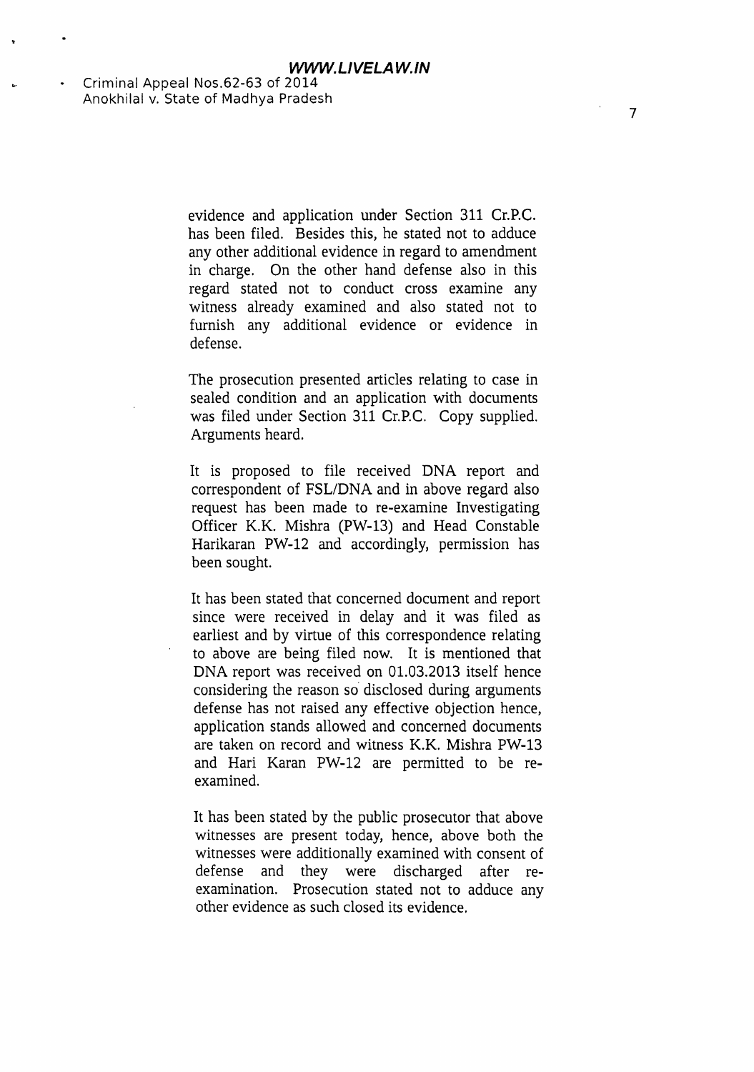evidence and application under Section 311 Cr.P.C. has been filed. Besides this, he stated not to adduce any other additional evidence in regard to amendment in charge. On the other hand defense also in this regard stated not to conduct cross examine any witness already examined and also stated not to furnish any additional evidence or evidence in defense.

The prosecution presented articles relating to case in sealed condition and an application with documents was filed under Section 311 Cr.P.C. Copy supplied. Arguments heard.

It is proposed to file received DNA report and correspondent of FSL/DNA and in above regard also request has been made to re-examine Investigating Officer K.K. Mishra (PW-13) and Head Constable Harikaran PW-12 and accordingly, permission has been sought.

It has been stated that concerned document and report since were received in delay and it was filed as earliest and by virtue of this correspondence relating to above are being filed now. It is mentioned that DNA report was received on 01.03.2013 itself hence considering the reason so disclosed during arguments defense has not raised any effective objection hence, application stands allowed and concerned documents are taken on record and witness K.K. Mishra PW-13 and Hari Karan PW-12 are permitted to be re-examined.

It has been stated by the public prosecutor that above witnesses are present today, hence, above both the witnesses were additionally examined with consent of defense and they were discharged after re-examination. Prosecution stated not to adduce any other evidence as such closed its evidence.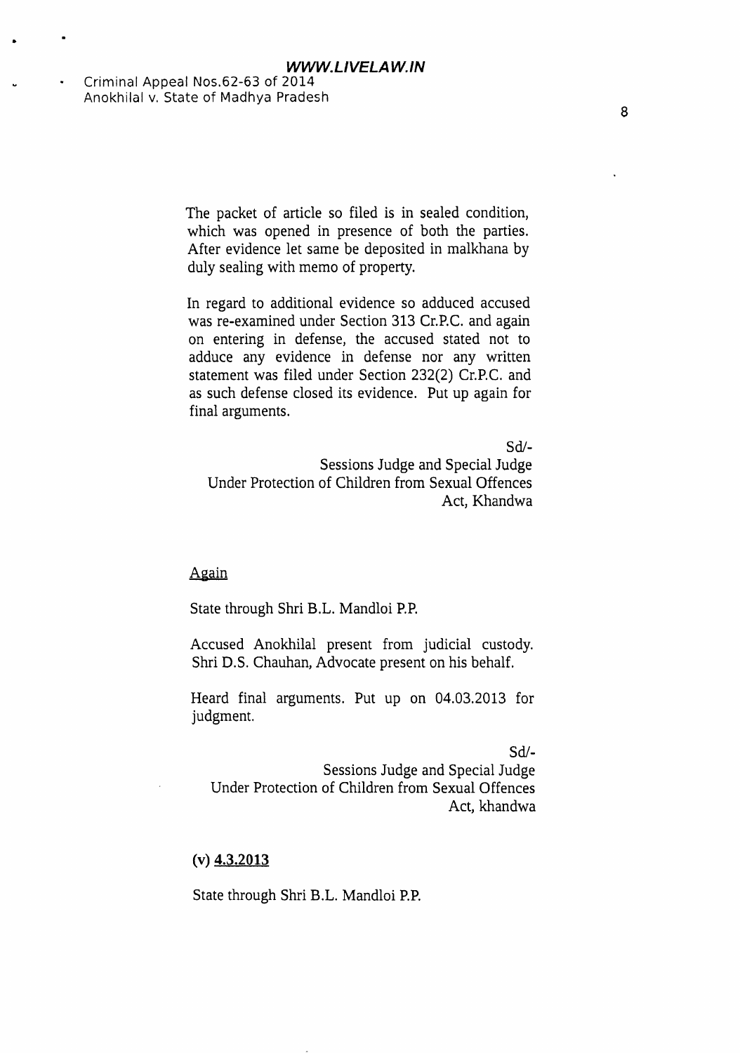The packet of article so filed is in sealed condition, which was opened in presence of both the parties. After evidence let same be deposited in malkhana by duly sealing with memo of property.

In regard to additional evidence so adduced accused was re-examined under Section 313 Cr.P.C. and again on entering in defense, the accused stated not to adduce any evidence in defense nor any written statement was filed under Section 232(2) Cr.P.C. and as such defense closed its evidence. Put up again for final arguments.

Sd/-
Sessions Judge and Special Judge
Under Protection of Children from Sexual Offences Act, Khandwa

<u>Again</u>

State through Shri B.L. Mandloi P.P.

Accused Anokhilal present from judicial custody. Shri D.S. Chauhan, Advocate present on his behalf.

Heard final arguments. Put up on 04.03.2013 for judgment.

Sd/-
Sessions Judge and Special Judge
Under Protection of Children from Sexual Offences Act, khandwa

**(v) <u>4.3.2013</u>**

State through Shri B.L. Mandloi P.P.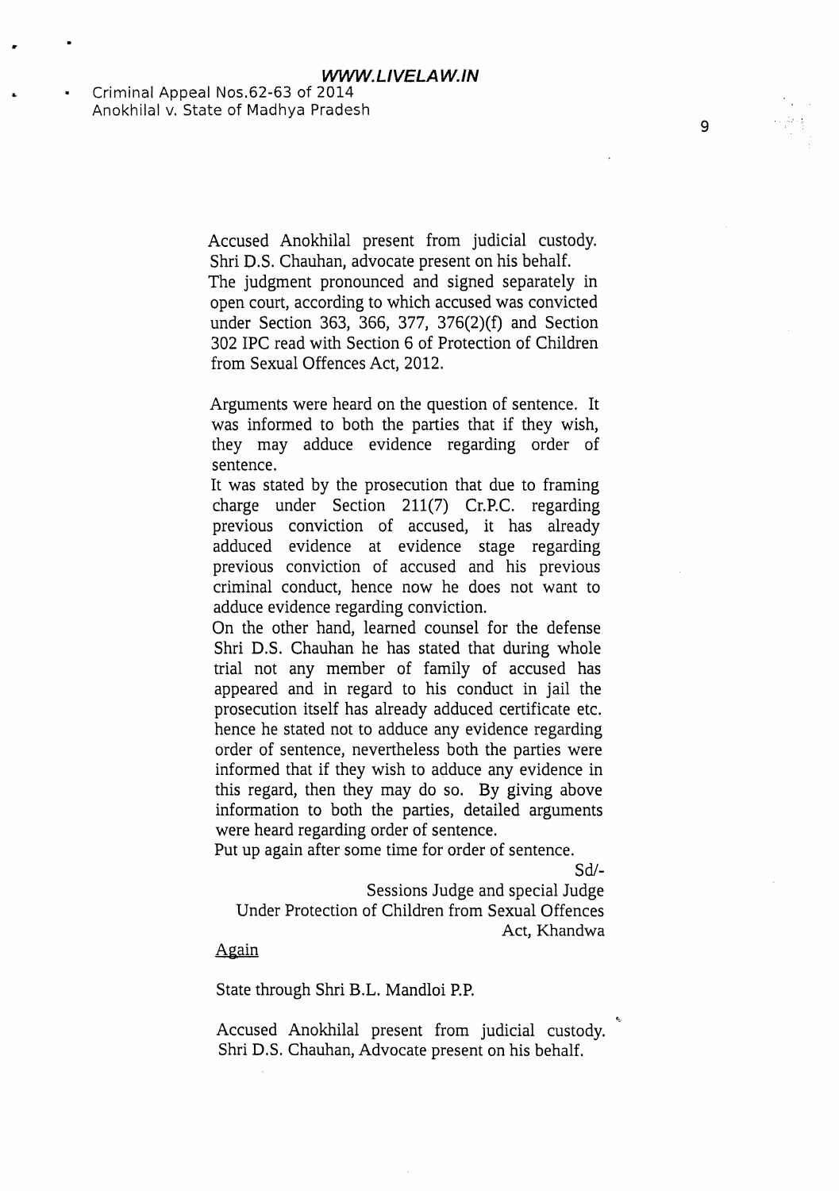Accused Anokhilal present from judicial custody. Shri D.S. Chauhan, advocate present on his behalf.
The judgment pronounced and signed separately in open court, according to which accused was convicted under Section 363, 366, 377, 376(2)(f) and Section 302 IPC read with Section 6 of Protection of Children from Sexual Offences Act, 2012.

Arguments were heard on the question of sentence. It was informed to both the parties that if they wish, they may adduce evidence regarding order of sentence.
It was stated by the prosecution that due to framing charge under Section 211(7) Cr.P.C. regarding previous conviction of accused, it has already adduced evidence at evidence stage regarding previous conviction of accused and his previous criminal conduct, hence now he does not want to adduce evidence regarding conviction.
On the other hand, learned counsel for the defense Shri D.S. Chauhan he has stated that during whole trial not any member of family of accused has appeared and in regard to his conduct in jail the prosecution itself has already adduced certificate etc. hence he stated not to adduce any evidence regarding order of sentence, nevertheless both the parties were informed that if they wish to adduce any evidence in this regard, then they may do so. By giving above information to both the parties, detailed arguments were heard regarding order of sentence.
Put up again after some time for order of sentence.

Sd/-

Sessions Judge and special Judge
Under Protection of Children from Sexual Offences Act, Khandwa

Again

State through Shri B.L. Mandloi P.P.

Accused Anokhilal present from judicial custody. Shri D.S. Chauhan, Advocate present on his behalf.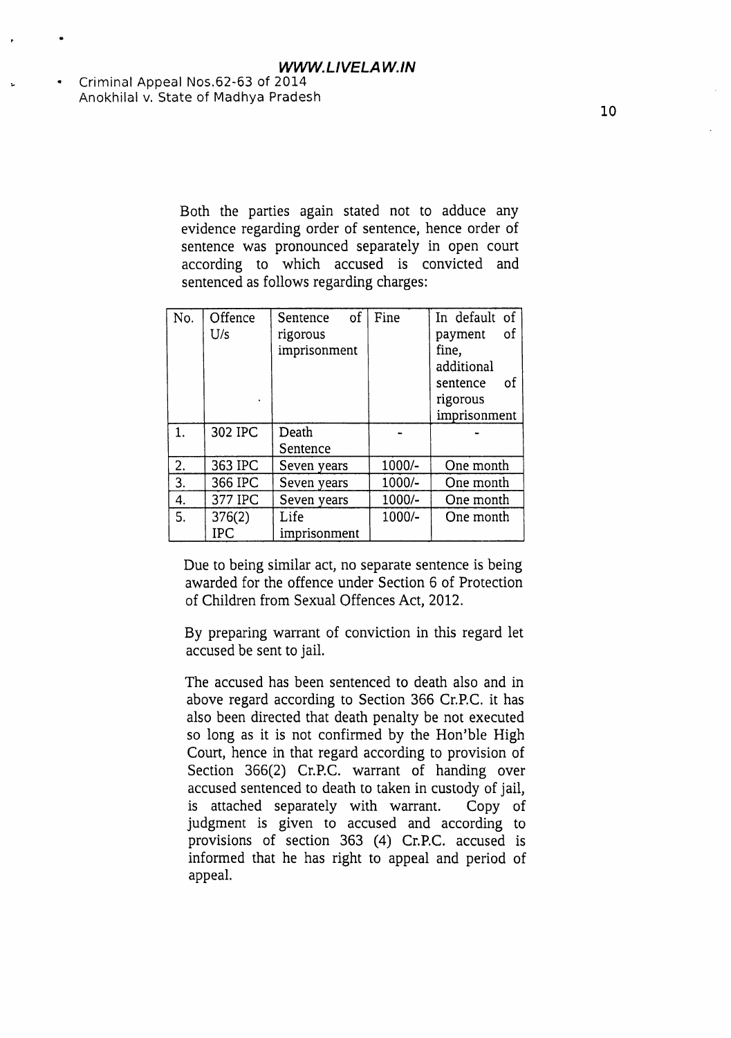Both the parties again stated not to adduce any evidence regarding order of sentence, hence order of sentence was pronounced separately in open court according to which accused is convicted and sentenced as follows regarding charges:

| No. | Offence U/s | Sentence of rigorous imprisonment | Fine | In default of payment of fine, additional sentence of rigorous imprisonment |
|---|---|---|---|---|
| 1. | 302 IPC | Death Sentence | - | - |
| 2. | 363 IPC | Seven years | 1000/- | One month |
| 3. | 366 IPC | Seven years | 1000/- | One month |
| 4. | 377 IPC | Seven years | 1000/- | One month |
| 5. | 376(2) IPC | Life imprisonment | 1000/- | One month |

Due to being similar act, no separate sentence is being awarded for the offence under Section 6 of Protection of Children from Sexual Offences Act, 2012.

By preparing warrant of conviction in this regard let accused be sent to jail.

The accused has been sentenced to death also and in above regard according to Section 366 Cr.P.C. it has also been directed that death penalty be not executed so long as it is not confirmed by the Hon'ble High Court, hence in that regard according to provision of Section 366(2) Cr.P.C. warrant of handing over accused sentenced to death to taken in custody of jail, is attached separately with warrant. Copy of judgment is given to accused and according to provisions of section 363 (4) Cr.P.C. accused is informed that he has right to appeal and period of appeal.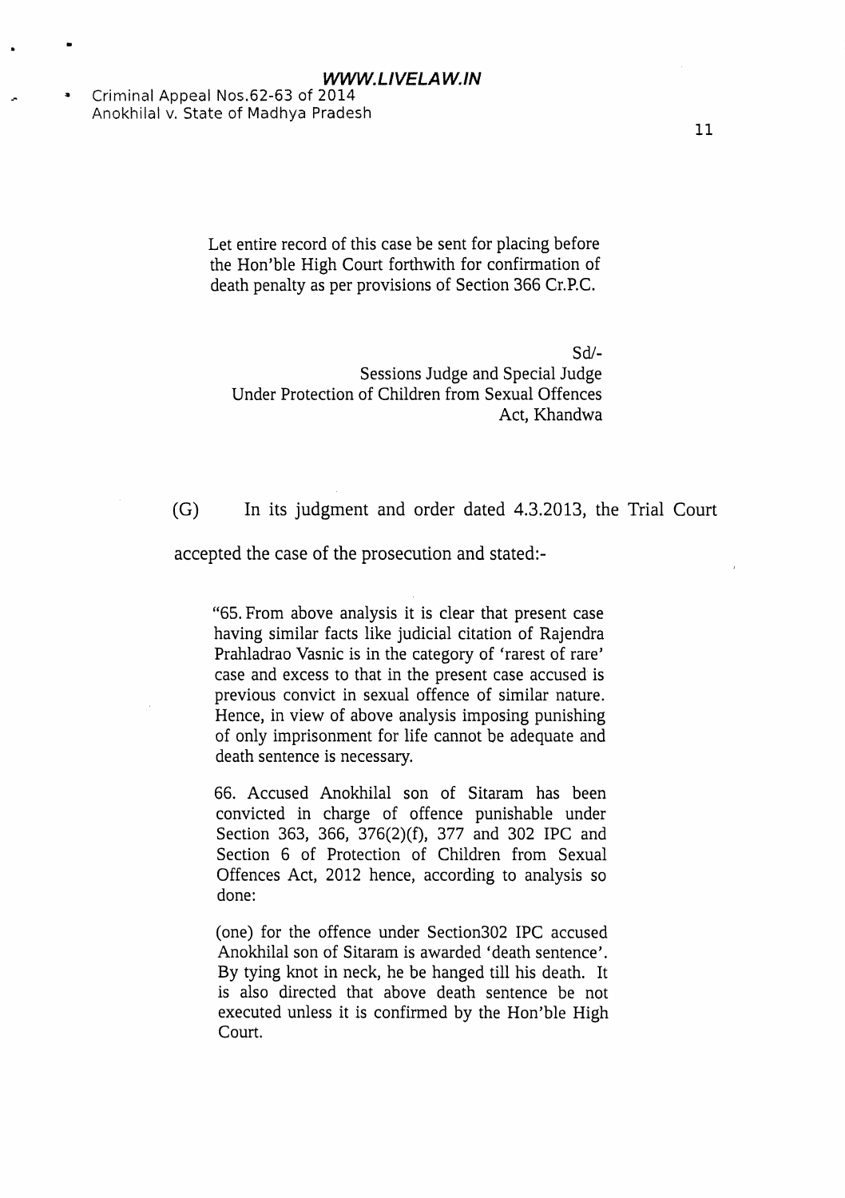> Let entire record of this case be sent for placing before the Hon'ble High Court forthwith for confirmation of death penalty as per provisions of Section 366 Cr.P.C.
>
> Sd/-
> Sessions Judge and Special Judge
> Under Protection of Children from Sexual Offences Act, Khandwa

(G) In its judgment and order dated 4.3.2013, the Trial Court accepted the case of the prosecution and stated:-

> "65. From above analysis it is clear that present case having similar facts like judicial citation of Rajendra Prahladrao Vasnic is in the category of 'rarest of rare' case and excess to that in the present case accused is previous convict in sexual offence of similar nature. Hence, in view of above analysis imposing punishing of only imprisonment for life cannot be adequate and death sentence is necessary.
>
> 66. Accused Anokhilal son of Sitaram has been convicted in charge of offence punishable under Section 363, 366, 376(2)(f), 377 and 302 IPC and Section 6 of Protection of Children from Sexual Offences Act, 2012 hence, according to analysis so done:
>
> (one) for the offence under Section302 IPC accused Anokhilal son of Sitaram is awarded 'death sentence'. By tying knot in neck, he be hanged till his death. It is also directed that above death sentence be not executed unless it is confirmed by the Hon'ble High Court.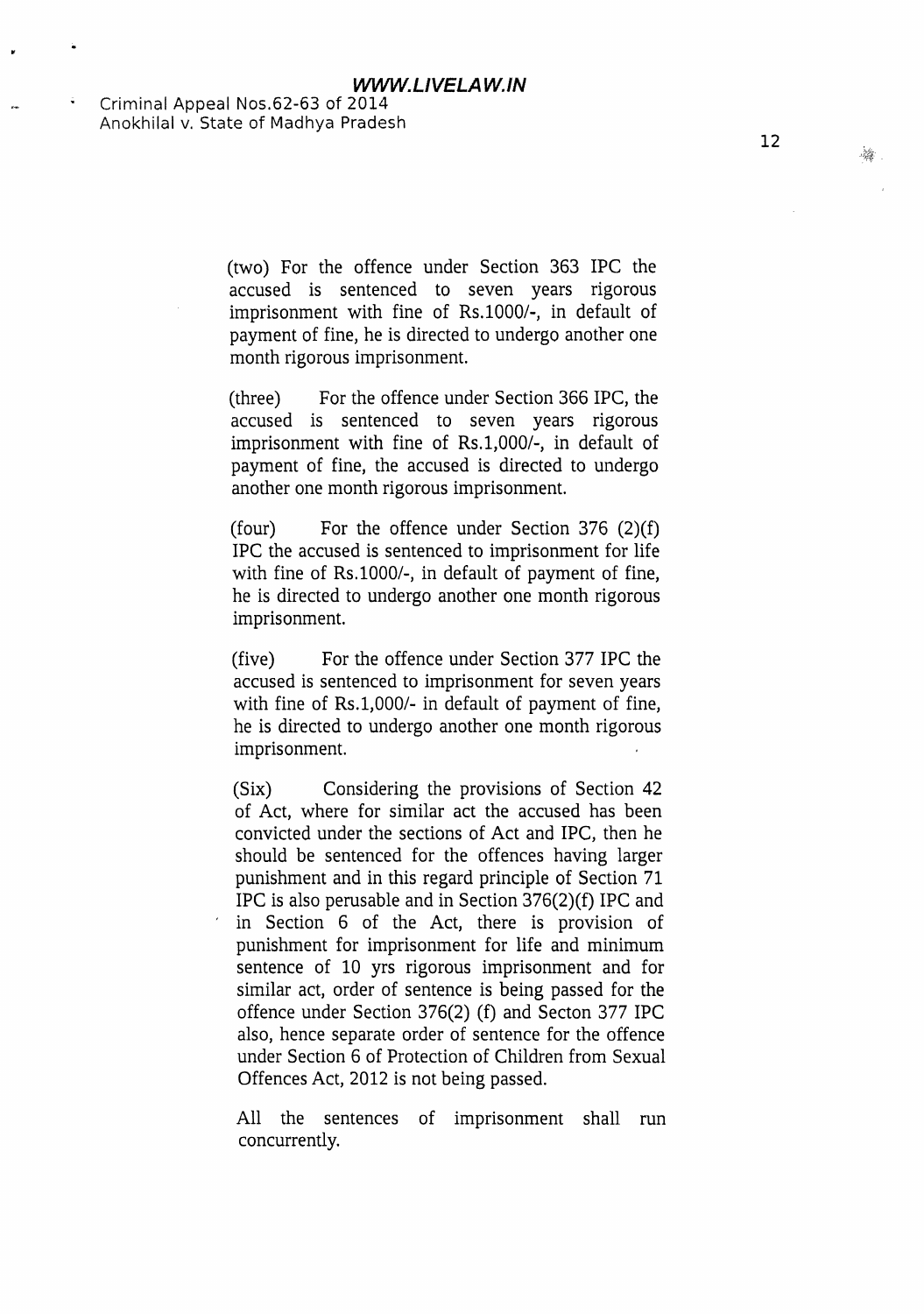(two) For the offence under Section 363 IPC the accused is sentenced to seven years rigorous imprisonment with fine of Rs.1000/-, in default of payment of fine, he is directed to undergo another one month rigorous imprisonment.

(three) For the offence under Section 366 IPC, the accused is sentenced to seven years rigorous imprisonment with fine of Rs.1,000/-, in default of payment of fine, the accused is directed to undergo another one month rigorous imprisonment.

(four) For the offence under Section 376 (2)(f) IPC the accused is sentenced to imprisonment for life with fine of Rs.1000/-, in default of payment of fine, he is directed to undergo another one month rigorous imprisonment.

(five) For the offence under Section 377 IPC the accused is sentenced to imprisonment for seven years with fine of Rs.1,000/- in default of payment of fine, he is directed to undergo another one month rigorous imprisonment.

(Six) Considering the provisions of Section 42 of Act, where for similar act the accused has been convicted under the sections of Act and IPC, then he should be sentenced for the offences having larger punishment and in this regard principle of Section 71 IPC is also perusable and in Section 376(2)(f) IPC and in Section 6 of the Act, there is provision of punishment for imprisonment for life and minimum sentence of 10 yrs rigorous imprisonment and for similar act, order of sentence is being passed for the offence under Section 376(2) (f) and Secton 377 IPC also, hence separate order of sentence for the offence under Section 6 of Protection of Children from Sexual Offences Act, 2012 is not being passed.

All the sentences of imprisonment shall run concurrently.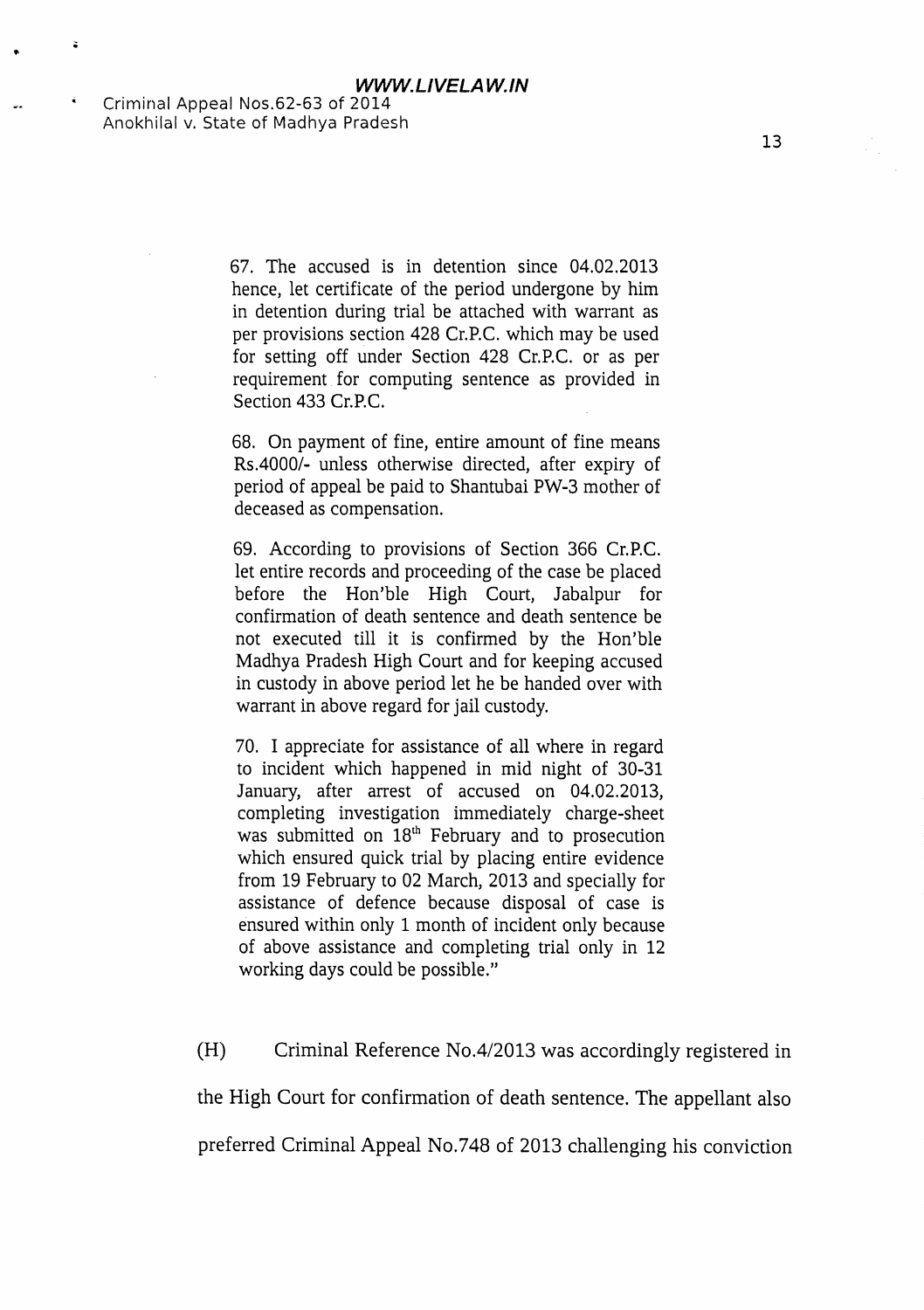67. The accused is in detention since 04.02.2013 hence, let certificate of the period undergone by him in detention during trial be attached with warrant as per provisions section 428 Cr.P.C. which may be used for setting off under Section 428 Cr.P.C. or as per requirement for computing sentence as provided in Section 433 Cr.P.C.

68. On payment of fine, entire amount of fine means Rs.4000/- unless otherwise directed, after expiry of period of appeal be paid to Shantubai PW-3 mother of deceased as compensation.

69. According to provisions of Section 366 Cr.P.C. let entire records and proceeding of the case be placed before the Hon'ble High Court, Jabalpur for confirmation of death sentence and death sentence be not executed till it is confirmed by the Hon'ble Madhya Pradesh High Court and for keeping accused in custody in above period let he be handed over with warrant in above regard for jail custody.

70. I appreciate for assistance of all where in regard to incident which happened in mid night of 30-31 January, after arrest of accused on 04.02.2013, completing investigation immediately charge-sheet was submitted on 18th February and to prosecution which ensured quick trial by placing entire evidence from 19 February to 02 March, 2013 and specially for assistance of defence because disposal of case is ensured within only 1 month of incident only because of above assistance and completing trial only in 12 working days could be possible."

(H) Criminal Reference No.4/2013 was accordingly registered in the High Court for confirmation of death sentence. The appellant also preferred Criminal Appeal No.748 of 2013 challenging his conviction